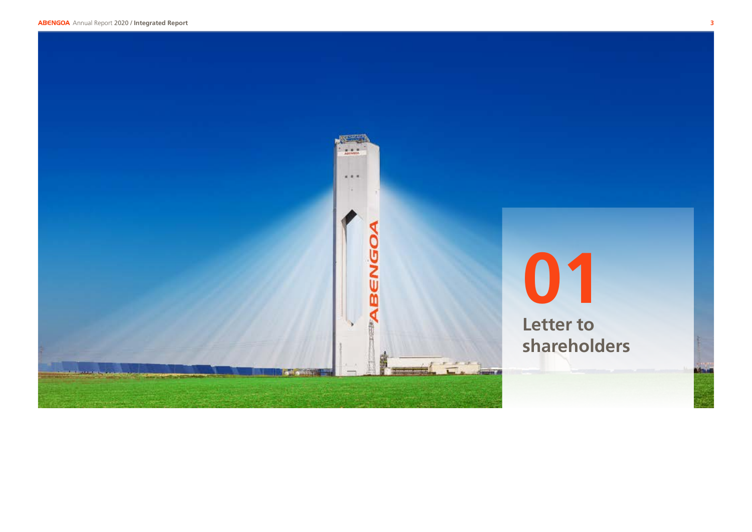# 01

# Letter to shareholders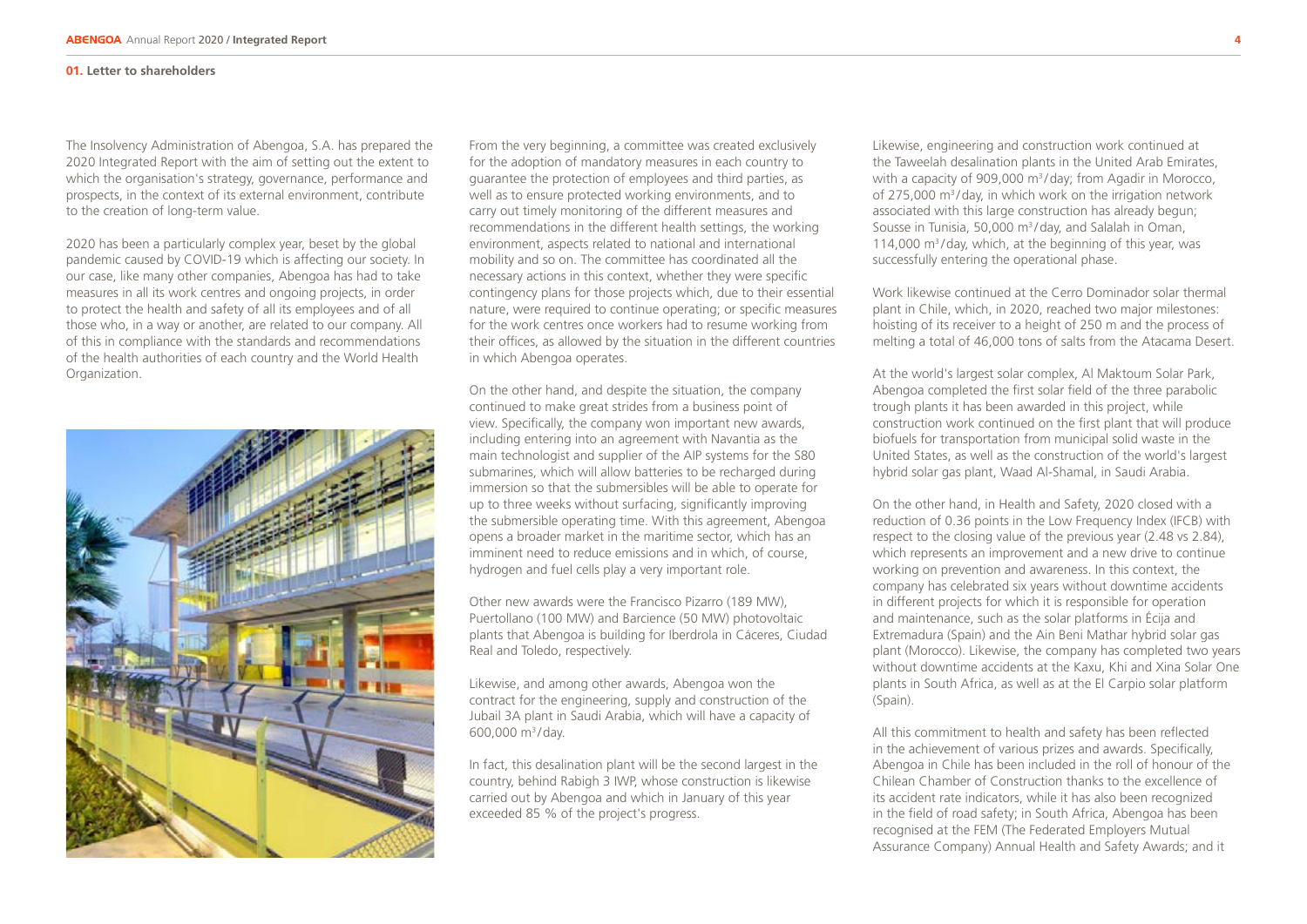## 01. Letter to shareholders

The Insolvency Administration of Abengoa, S.A. has prepared the 2020 Integrated Report with the aim of setting out the extent to which the organisation's strategy, governance, performance and prospects, in the context of its external environment, contribute to the creation of long-term value.

2020 has been a particularly complex year, beset by the global pandemic caused by COVID-19 which is affecting our society. In our case, like many other companies, Abengoa has had to take measures in all its work centres and ongoing projects, in order to protect the health and safety of all its employees and of all those who, in a way or another, are related to our company. All of this in compliance with the standards and recommendations of the health authorities of each country and the World Health Organization.

From the very beginning, a committee was created exclusively for the adoption of mandatory measures in each country to guarantee the protection of employees and third parties, as well as to ensure protected working environments, and to carry out timely monitoring of the different measures and recommendations in the different health settings, the working environment, aspects related to national and international mobility and so on. The committee has coordinated all the necessary actions in this context, whether they were specific contingency plans for those projects which, due to their essential nature, were required to continue operating; or specific measures for the work centres once workers had to resume working from their offices, as allowed by the situation in the different countries in which Abengoa operates.

On the other hand, and despite the situation, the company continued to make great strides from a business point of view. Specifically, the company won important new awards, including entering into an agreement with Navantia as the main technologist and supplier of the AIP systems for the S80 submarines, which will allow batteries to be recharged during immersion so that the submersibles will be able to operate for up to three weeks without surfacing, significantly improving the submersible operating time. With this agreement, Abengoa opens a broader market in the maritime sector, which has an imminent need to reduce emissions and in which, of course, hydrogen and fuel cells play a very important role.

Other new awards were the Francisco Pizarro (189 MW), Puertollano (100 MW) and Barcience (50 MW) photovoltaic plants that Abengoa is building for Iberdrola in Cáceres, Ciudad Real and Toledo, respectively.

Likewise, and among other awards, Abengoa won the contract for the engineering, supply and construction of the Jubail 3A plant in Saudi Arabia, which will have a capacity of 600,000 $m^3$/day.

In fact, this desalination plant will be the second largest in the country, behind Rabigh 3 IWP, whose construction is likewise carried out by Abengoa and which in January of this year exceeded 85 % of the project's progress.

Likewise, engineering and construction work continued at the Taweelah desalination plants in the United Arab Emirates, with a capacity of 909,000 $m^3$/day; from Agadir in Morocco, of 275,000 $m^3$/day, in which work on the irrigation network associated with this large construction has already begun; Sousse in Tunisia, 50,000 $m^3$/day, and Salalah in Oman, 114,000 $m^3$/day, which, at the beginning of this year, was successfully entering the operational phase.

Work likewise continued at the Cerro Dominador solar thermal plant in Chile, which, in 2020, reached two major milestones: hoisting of its receiver to a height of 250 m and the process of melting a total of 46,000 tons of salts from the Atacama Desert.

At the world's largest solar complex, Al Maktoum Solar Park, Abengoa completed the first solar field of the three parabolic trough plants it has been awarded in this project, while construction work continued on the first plant that will produce biofuels for transportation from municipal solid waste in the United States, as well as the construction of the world's largest hybrid solar gas plant, Waad Al-Shamal, in Saudi Arabia.

On the other hand, in Health and Safety, 2020 closed with a reduction of 0.36 points in the Low Frequency Index (IFCB) with respect to the closing value of the previous year (2.48 vs 2.84), which represents an improvement and a new drive to continue working on prevention and awareness. In this context, the company has celebrated six years without downtime accidents in different projects for which it is responsible for operation and maintenance, such as the solar platforms in Écija and Extremadura (Spain) and the Ain Beni Mathar hybrid solar gas plant (Morocco). Likewise, the company has completed two years without downtime accidents at the Kaxu, Khi and Xina Solar One plants in South Africa, as well as at the El Carpio solar platform (Spain).

All this commitment to health and safety has been reflected in the achievement of various prizes and awards. Specifically, Abengoa in Chile has been included in the roll of honour of the Chilean Chamber of Construction thanks to the excellence of its accident rate indicators, while it has also been recognized in the field of road safety; in South Africa, Abengoa has been recognised at the FEM (The Federated Employers Mutual Assurance Company) Annual Health and Safety Awards; and it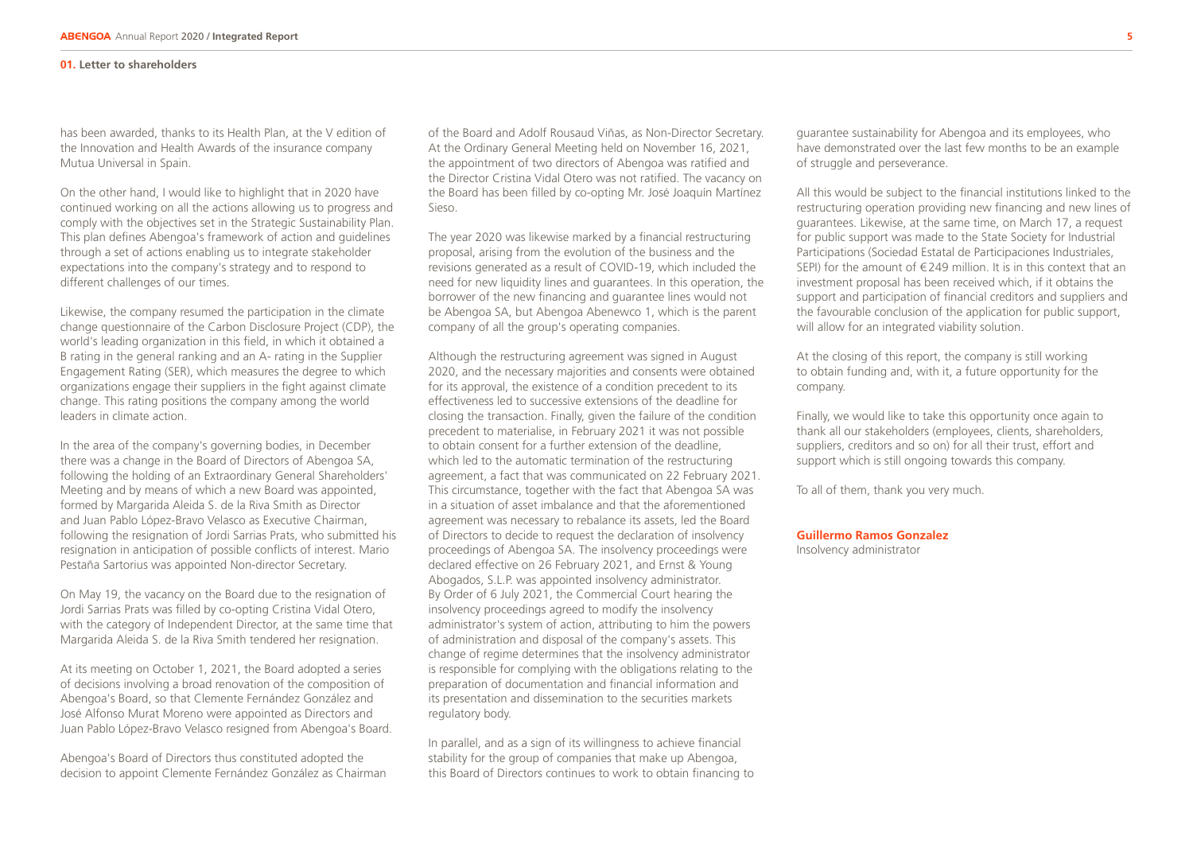has been awarded, thanks to its Health Plan, at the V edition of the Innovation and Health Awards of the insurance company Mutua Universal in Spain.

On the other hand, I would like to highlight that in 2020 have continued working on all the actions allowing us to progress and comply with the objectives set in the Strategic Sustainability Plan. This plan defines Abengoa's framework of action and guidelines through a set of actions enabling us to integrate stakeholder expectations into the company's strategy and to respond to different challenges of our times.

Likewise, the company resumed the participation in the climate change questionnaire of the Carbon Disclosure Project (CDP), the world's leading organization in this field, in which it obtained a B rating in the general ranking and an A- rating in the Supplier Engagement Rating (SER), which measures the degree to which organizations engage their suppliers in the fight against climate change. This rating positions the company among the world leaders in climate action.

In the area of the company's governing bodies, in December there was a change in the Board of Directors of Abengoa SA, following the holding of an Extraordinary General Shareholders' Meeting and by means of which a new Board was appointed, formed by Margarida Aleida S. de la Riva Smith as Director and Juan Pablo López-Bravo Velasco as Executive Chairman, following the resignation of Jordi Sarrias Prats, who submitted his resignation in anticipation of possible conflicts of interest. Mario Pestaña Sartorius was appointed Non-director Secretary.

On May 19, the vacancy on the Board due to the resignation of Jordi Sarrias Prats was filled by co-opting Cristina Vidal Otero, with the category of Independent Director, at the same time that Margarida Aleida S. de la Riva Smith tendered her resignation.

At its meeting on October 1, 2021, the Board adopted a series of decisions involving a broad renovation of the composition of Abengoa's Board, so that Clemente Fernández González and José Alfonso Murat Moreno were appointed as Directors and Juan Pablo López-Bravo Velasco resigned from Abengoa's Board.

Abengoa's Board of Directors thus constituted adopted the decision to appoint Clemente Fernández González as Chairman of the Board and Adolf Rousaud Viñas, as Non-Director Secretary. At the Ordinary General Meeting held on November 16, 2021, the appointment of two directors of Abengoa was ratified and the Director Cristina Vidal Otero was not ratified. The vacancy on the Board has been filled by co-opting Mr. José Joaquín Martínez Sieso.

The year 2020 was likewise marked by a financial restructuring proposal, arising from the evolution of the business and the revisions generated as a result of COVID-19, which included the need for new liquidity lines and guarantees. In this operation, the borrower of the new financing and guarantee lines would not be Abengoa SA, but Abengoa Abenewco 1, which is the parent company of all the group's operating companies.

Although the restructuring agreement was signed in August 2020, and the necessary majorities and consents were obtained for its approval, the existence of a condition precedent to its effectiveness led to successive extensions of the deadline for closing the transaction. Finally, given the failure of the condition precedent to materialise, in February 2021 it was not possible to obtain consent for a further extension of the deadline, which led to the automatic termination of the restructuring agreement, a fact that was communicated on 22 February 2021. This circumstance, together with the fact that Abengoa SA was in a situation of asset imbalance and that the aforementioned agreement was necessary to rebalance its assets, led the Board of Directors to decide to request the declaration of insolvency proceedings of Abengoa SA. The insolvency proceedings were declared effective on 26 February 2021, and Ernst & Young Abogados, S.L.P. was appointed insolvency administrator. By Order of 6 July 2021, the Commercial Court hearing the insolvency proceedings agreed to modify the insolvency administrator's system of action, attributing to him the powers of administration and disposal of the company's assets. This change of regime determines that the insolvency administrator is responsible for complying with the obligations relating to the preparation of documentation and financial information and its presentation and dissemination to the securities markets regulatory body.

In parallel, and as a sign of its willingness to achieve financial stability for the group of companies that make up Abengoa, this Board of Directors continues to work to obtain financing to guarantee sustainability for Abengoa and its employees, who have demonstrated over the last few months to be an example of struggle and perseverance.

All this would be subject to the financial institutions linked to the restructuring operation providing new financing and new lines of guarantees. Likewise, at the same time, on March 17, a request for public support was made to the State Society for Industrial Participations (Sociedad Estatal de Participaciones Industriales, SEPI) for the amount of €249 million. It is in this context that an investment proposal has been received which, if it obtains the support and participation of financial creditors and suppliers and the favourable conclusion of the application for public support, will allow for an integrated viability solution.

At the closing of this report, the company is still working to obtain funding and, with it, a future opportunity for the company.

Finally, we would like to take this opportunity once again to thank all our stakeholders (employees, clients, shareholders, suppliers, creditors and so on) for all their trust, effort and support which is still ongoing towards this company.

To all of them, thank you very much.

**Guillermo Ramos Gonzalez**
Insolvency administrator